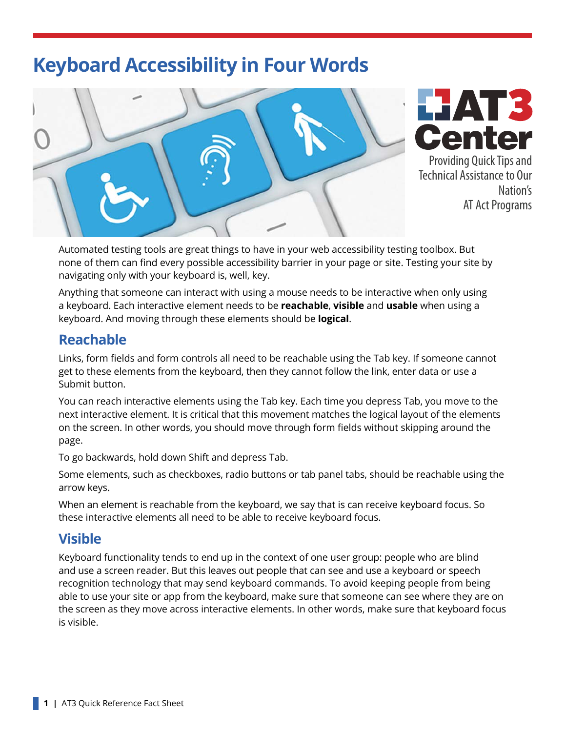# Keyboard Accessibility in Four Words

AT3 Center

Providing Quick Tips and Technical Assistance to Our Nation's AT Act Programs

Automated testing tools are great things to have in your web accessibility testing toolbox. But none of them can find every possible accessibility barrier in your page or site. Testing your site by navigating only with your keyboard is, well, key.

Anything that someone can interact with using a mouse needs to be interactive when only using a keyboard. Each interactive element needs to be **reachable**, **visible** and **usable** when using a keyboard. And moving through these elements should be **logical**.

## Reachable

Links, form fields and form controls all need to be reachable using the Tab key. If someone cannot get to these elements from the keyboard, then they cannot follow the link, enter data or use a Submit button.

You can reach interactive elements using the Tab key. Each time you depress Tab, you move to the next interactive element. It is critical that this movement matches the logical layout of the elements on the screen. In other words, you should move through form fields without skipping around the page.

To go backwards, hold down Shift and depress Tab.

Some elements, such as checkboxes, radio buttons or tab panel tabs, should be reachable using the arrow keys.

When an element is reachable from the keyboard, we say that is can receive keyboard focus. So these interactive elements all need to be able to receive keyboard focus.

## Visible

Keyboard functionality tends to end up in the context of one user group: people who are blind and use a screen reader. But this leaves out people that can see and use a keyboard or speech recognition technology that may send keyboard commands. To avoid keeping people from being able to use your site or app from the keyboard, make sure that someone can see where they are on the screen as they move across interactive elements. In other words, make sure that keyboard focus is visible.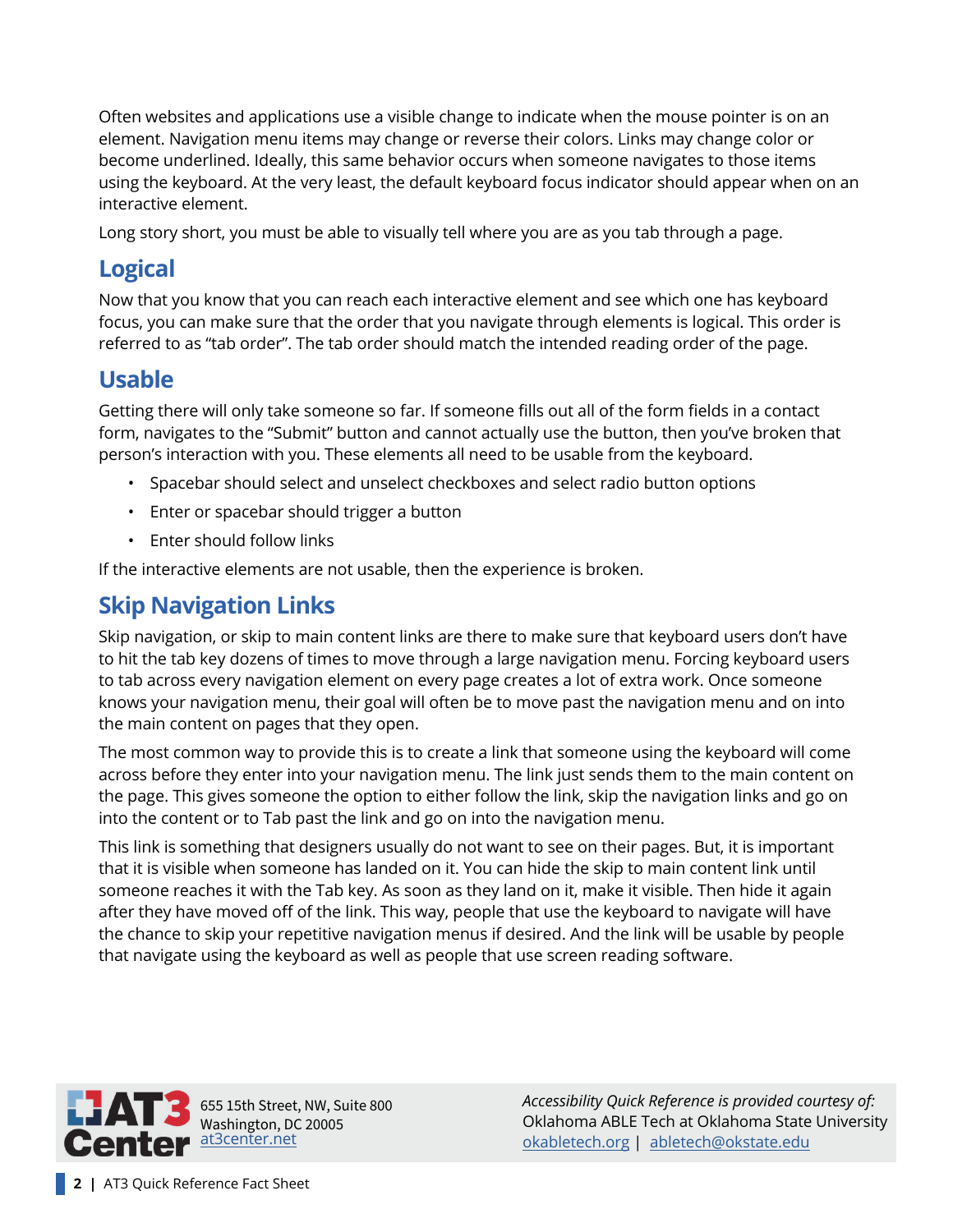Often websites and applications use a visible change to indicate when the mouse pointer is on an element. Navigation menu items may change or reverse their colors. Links may change color or become underlined. Ideally, this same behavior occurs when someone navigates to those items using the keyboard. At the very least, the default keyboard focus indicator should appear when on an interactive element.

Long story short, you must be able to visually tell where you are as you tab through a page.

## Logical

Now that you know that you can reach each interactive element and see which one has keyboard focus, you can make sure that the order that you navigate through elements is logical. This order is referred to as "tab order". The tab order should match the intended reading order of the page.

## Usable

Getting there will only take someone so far. If someone fills out all of the form fields in a contact form, navigates to the "Submit" button and cannot actually use the button, then you've broken that person's interaction with you. These elements all need to be usable from the keyboard.

- Spacebar should select and unselect checkboxes and select radio button options
- Enter or spacebar should trigger a button
- Enter should follow links

If the interactive elements are not usable, then the experience is broken.

## Skip Navigation Links

Skip navigation, or skip to main content links are there to make sure that keyboard users don't have to hit the tab key dozens of times to move through a large navigation menu. Forcing keyboard users to tab across every navigation element on every page creates a lot of extra work. Once someone knows your navigation menu, their goal will often be to move past the navigation menu and on into the main content on pages that they open.

The most common way to provide this is to create a link that someone using the keyboard will come across before they enter into your navigation menu. The link just sends them to the main content on the page. This gives someone the option to either follow the link, skip the navigation links and go on into the content or to Tab past the link and go on into the navigation menu.

This link is something that designers usually do not want to see on their pages. But, it is important that it is visible when someone has landed on it. You can hide the skip to main content link until someone reaches it with the Tab key. As soon as they land on it, make it visible. Then hide it again after they have moved off of the link. This way, people that use the keyboard to navigate will have the chance to skip your repetitive navigation menus if desired. And the link will be usable by people that navigate using the keyboard as well as people that use screen reading software.

AT3 Center
655 15th Street, NW, Suite 800
Washington, DC 20005
at3center.net

*Accessibility Quick Reference is provided courtesy of:*
Oklahoma ABLE Tech at Oklahoma State University
okabletech.org | abletech@okstate.edu